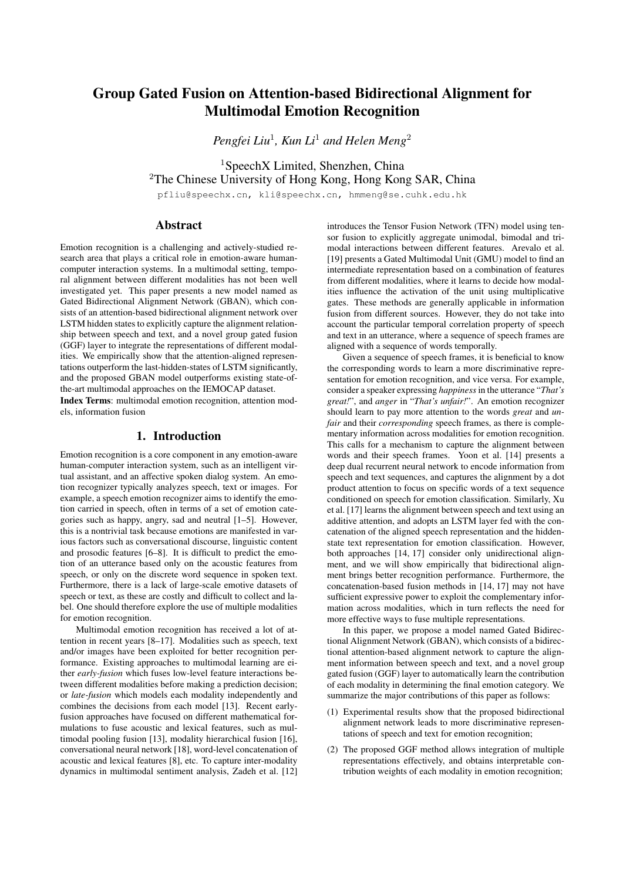# Group Gated Fusion on Attention-based Bidirectional Alignment for Multimodal Emotion Recognition

*Pengfei Liu*[1], *Kun Li*[1] *and Helen Meng*[2]

[1]SpeechX Limited, Shenzhen, China
[2]The Chinese University of Hong Kong, Hong Kong SAR, China

pfliu@speechx.cn, kli@speechx.cn, hmmeng@se.cuhk.edu.hk

## Abstract

Emotion recognition is a challenging and actively-studied research area that plays a critical role in emotion-aware human-computer interaction systems. In a multimodal setting, temporal alignment between different modalities has not been well investigated yet. This paper presents a new model named as Gated Bidirectional Alignment Network (GBAN), which consists of an attention-based bidirectional alignment network over LSTM hidden states to explicitly capture the alignment relationship between speech and text, and a novel group gated fusion (GGF) layer to integrate the representations of different modalities. We empirically show that the attention-aligned representations outperform the last-hidden-states of LSTM significantly, and the proposed GBAN model outperforms existing state-of-the-art multimodal approaches on the IEMOCAP dataset.

**Index Terms**: multimodal emotion recognition, attention models, information fusion

## 1. Introduction

Emotion recognition is a core component in any emotion-aware human-computer interaction system, such as an intelligent virtual assistant, and an affective spoken dialog system. An emotion recognizer typically analyzes speech, text or images. For example, a speech emotion recognizer aims to identify the emotion carried in speech, often in terms of a set of emotion categories such as happy, angry, sad and neutral [1–5]. However, this is a nontrivial task because emotions are manifested in various factors such as conversational discourse, linguistic content and prosodic features [6–8]. It is difficult to predict the emotion of an utterance based only on the acoustic features from speech, or only on the discrete word sequence in spoken text. Furthermore, there is a lack of large-scale emotive datasets of speech or text, as these are costly and difficult to collect and label. One should therefore explore the use of multiple modalities for emotion recognition.

Multimodal emotion recognition has received a lot of attention in recent years [8–17]. Modalities such as speech, text and/or images have been exploited for better recognition performance. Existing approaches to multimodal learning are either *early-fusion* which fuses low-level feature interactions between different modalities before making a prediction decision; or *late-fusion* which models each modality independently and combines the decisions from each model [13]. Recent early-fusion approaches have focused on different mathematical formulations to fuse acoustic and lexical features, such as multimodal pooling fusion [13], modality hierarchical fusion [16], conversational neural network [18], word-level concatenation of acoustic and lexical features [8], etc. To capture inter-modality dynamics in multimodal sentiment analysis, Zadeh et al. [12] introduces the Tensor Fusion Network (TFN) model using tensor fusion to explicitly aggregate unimodal, bimodal and trimodal interactions between different features. Arevalo et al. [19] presents a Gated Multimodal Unit (GMU) model to find an intermediate representation based on a combination of features from different modalities, where it learns to decide how modalities influence the activation of the unit using multiplicative gates. These methods are generally applicable in information fusion from different sources. However, they do not take into account the particular temporal correlation property of speech and text in an utterance, where a sequence of speech frames are aligned with a sequence of words temporally.

Given a sequence of speech frames, it is beneficial to know the corresponding words to learn a more discriminative representation for emotion recognition, and vice versa. For example, consider a speaker expressing *happiness* in the utterance "*That's great!*", and *anger* in "*That's unfair!*". An emotion recognizer should learn to pay more attention to the words *great* and *unfair* and their *corresponding* speech frames, as there is complementary information across modalities for emotion recognition. This calls for a mechanism to capture the alignment between words and their speech frames. Yoon et al. [14] presents a deep dual recurrent neural network to encode information from speech and text sequences, and captures the alignment by a dot product attention to focus on specific words of a text sequence conditioned on speech for emotion classification. Similarly, Xu et al. [17] learns the alignment between speech and text using an additive attention, and adopts an LSTM layer fed with the concatenation of the aligned speech representation and the hidden-state text representation for emotion classification. However, both approaches [14, 17] consider only unidirectional alignment, and we will show empirically that bidirectional alignment brings better recognition performance. Furthermore, the concatenation-based fusion methods in [14, 17] may not have sufficient expressive power to exploit the complementary information across modalities, which in turn reflects the need for more effective ways to fuse multiple representations.

In this paper, we propose a model named Gated Bidirectional Alignment Network (GBAN), which consists of a bidirectional attention-based alignment network to capture the alignment information between speech and text, and a novel group gated fusion (GGF) layer to automatically learn the contribution of each modality in determining the final emotion category. We summarize the major contributions of this paper as follows:

(1) Experimental results show that the proposed bidirectional alignment network leads to more discriminative representations of speech and text for emotion recognition;

(2) The proposed GGF method allows integration of multiple representations effectively, and obtains interpretable contribution weights of each modality in emotion recognition;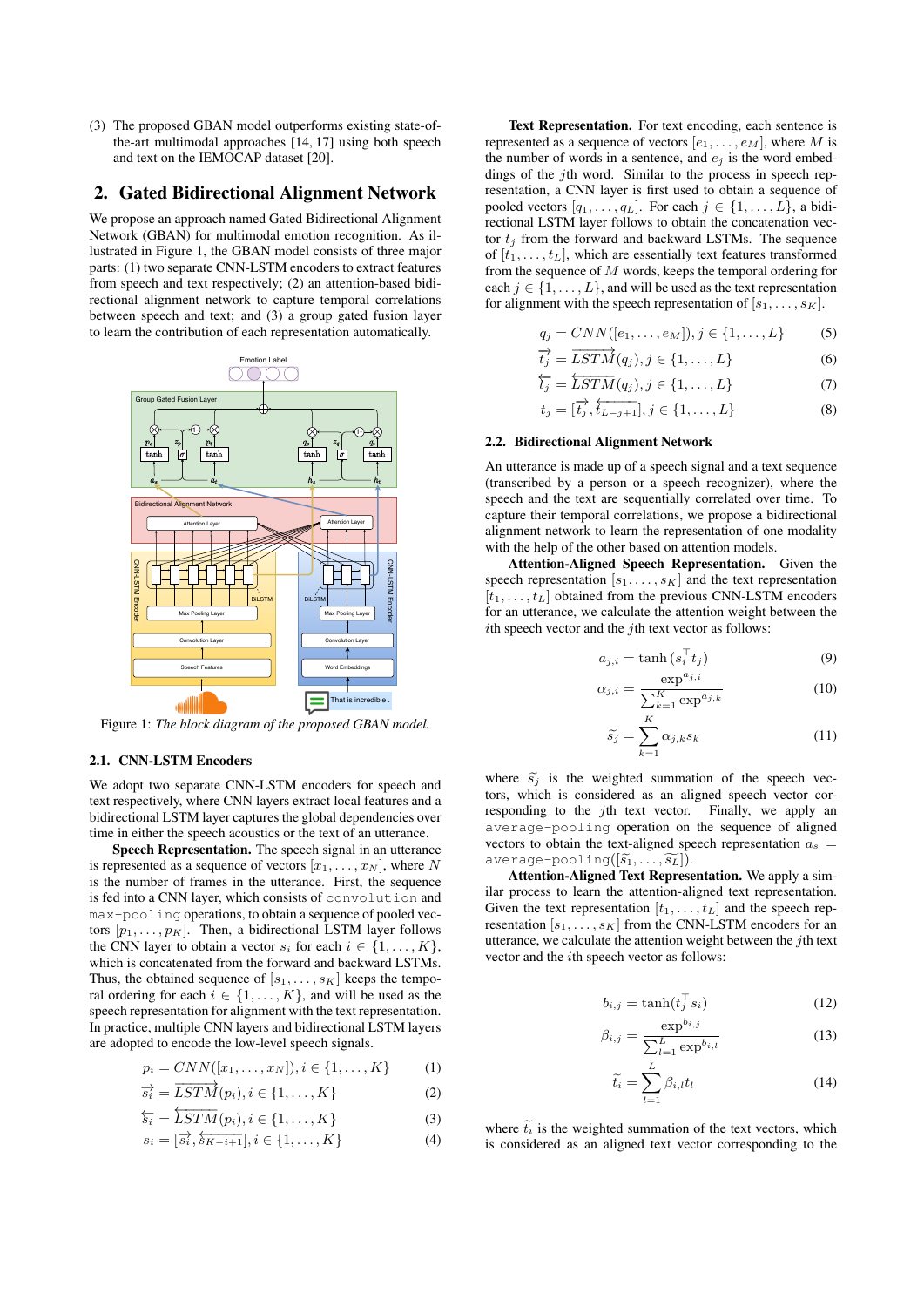(3) The proposed GBAN model outperforms existing state-of-the-art multimodal approaches [14, 17] using both speech and text on the IEMOCAP dataset [20].

## 2. Gated Bidirectional Alignment Network

We propose an approach named Gated Bidirectional Alignment Network (GBAN) for multimodal emotion recognition. As illustrated in Figure 1, the GBAN model consists of three major parts: (1) two separate CNN-LSTM encoders to extract features from speech and text respectively; (2) an attention-based bidirectional alignment network to capture temporal correlations between speech and text; and (3) a group gated fusion layer to learn the contribution of each representation automatically.

Figure 1: *The block diagram of the proposed GBAN model.*

### 2.1. CNN-LSTM Encoders

We adopt two separate CNN-LSTM encoders for speech and text respectively, where CNN layers extract local features and a bidirectional LSTM layer captures the global dependencies over time in either the speech acoustics or the text of an utterance.

**Speech Representation.** The speech signal in an utterance is represented as a sequence of vectors $[x_1, \dots, x_N]$, where $N$ is the number of frames in the utterance. First, the sequence is fed into a CNN layer, which consists of `convolution` and `max-pooling` operations, to obtain a sequence of pooled vectors $[p_1, \dots, p_K]$. Then, a bidirectional LSTM layer follows the CNN layer to obtain a vector $s_i$ for each $i \in \{1, \dots, K\}$, which is concatenated from the forward and backward LSTMs. Thus, the obtained sequence of $[s_1, \dots, s_K]$ keeps the temporal ordering for each $i \in \{1, \dots, K\}$, and will be used as the speech representation for alignment with the text representation. In practice, multiple CNN layers and bidirectional LSTM layers are adopted to encode the low-level speech signals.

$$p_i = CNN([x_1, \dots, x_N]), i \in \{1, \dots, K\} \quad (1)$$

$$\overrightarrow{s_i} = \overrightarrow{LSTM}(p_i), i \in \{1, \dots, K\} \quad (2)$$

$$\overleftarrow{s_i} = \overleftarrow{LSTM}(p_i), i \in \{1, \dots, K\} \quad (3)$$

$$s_i = [\overrightarrow{s_i}, \overleftarrow{s_{K-i+1}}], i \in \{1, \dots, K\} \quad (4)$$

**Text Representation.** For text encoding, each sentence is represented as a sequence of vectors $[e_1, \dots, e_M]$, where $M$ is the number of words in a sentence, and $e_j$ is the word embeddings of the $j$th word. Similar to the process in speech representation, a CNN layer is first used to obtain a sequence of pooled vectors $[q_1, \dots, q_L]$. For each $j \in \{1, \dots, L\}$, a bidirectional LSTM layer follows to obtain the concatenation vector $t_j$ from the forward and backward LSTMs. The sequence of $[t_1, \dots, t_L]$, which are essentially text features transformed from the sequence of $M$ words, keeps the temporal ordering for each $j \in \{1, \dots, L\}$, and will be used as the text representation for alignment with the speech representation of $[s_1, \dots, s_K]$.

$$q_j = CNN([e_1, \dots, e_M]), j \in \{1, \dots, L\} \quad (5)$$

$$\overrightarrow{t_j} = \overrightarrow{LSTM}(q_j), j \in \{1, \dots, L\} \quad (6)$$

$$\overleftarrow{t_j} = \overleftarrow{LSTM}(q_j), j \in \{1, \dots, L\} \quad (7)$$

$$t_j = [\overrightarrow{t_j}, \overleftarrow{t_{L-j+1}}], j \in \{1, \dots, L\} \quad (8)$$

### 2.2. Bidirectional Alignment Network

An utterance is made up of a speech signal and a text sequence (transcribed by a person or a speech recognizer), where the speech and the text are sequentially correlated over time. To capture their temporal correlations, we propose a bidirectional alignment network to learn the representation of one modality with the help of the other based on attention models.

**Attention-Aligned Speech Representation.** Given the speech representation $[s_1, \dots, s_K]$ and the text representation $[t_1, \dots, t_L]$ obtained from the previous CNN-LSTM encoders for an utterance, we calculate the attention weight between the $i$th speech vector and the $j$th text vector as follows:

$$a_{j,i} = \tanh(s_i^\top t_j) \quad (9)$$

$$\alpha_{j,i} = \frac{\exp^{a_{j,i}}}{\sum_{k=1}^{K} \exp^{a_{j,k}}} \quad (10)$$

$$\widetilde{s}_j = \sum_{k=1}^{K} \alpha_{j,k} s_k \quad (11)$$

where $\widetilde{s}_j$ is the weighted summation of the speech vectors, which is considered as an aligned speech vector corresponding to the $j$th text vector. Finally, we apply an `average-pooling` operation on the sequence of aligned vectors to obtain the text-aligned speech representation $a_s$ = `average-pooling`$([\widetilde{s}_1, \dots, \widetilde{s}_L])$.

**Attention-Aligned Text Representation.** We apply a similar process to learn the attention-aligned text representation. Given the text representation $[t_1, \dots, t_L]$ and the speech representation $[s_1, \dots, s_K]$ from the CNN-LSTM encoders for an utterance, we calculate the attention weight between the $j$th text vector and the $i$th speech vector as follows:

$$b_{i,j} = \tanh(t_j^\top s_i) \quad (12)$$

$$\beta_{i,j} = \frac{\exp^{b_{i,j}}}{\sum_{l=1}^{L} \exp^{b_{i,l}}} \quad (13)$$

$$\widetilde{t}_i = \sum_{l=1}^{L} \beta_{i,l} t_l \quad (14)$$

where $\widetilde{t}_i$ is the weighted summation of the text vectors, which is considered as an aligned text vector corresponding to the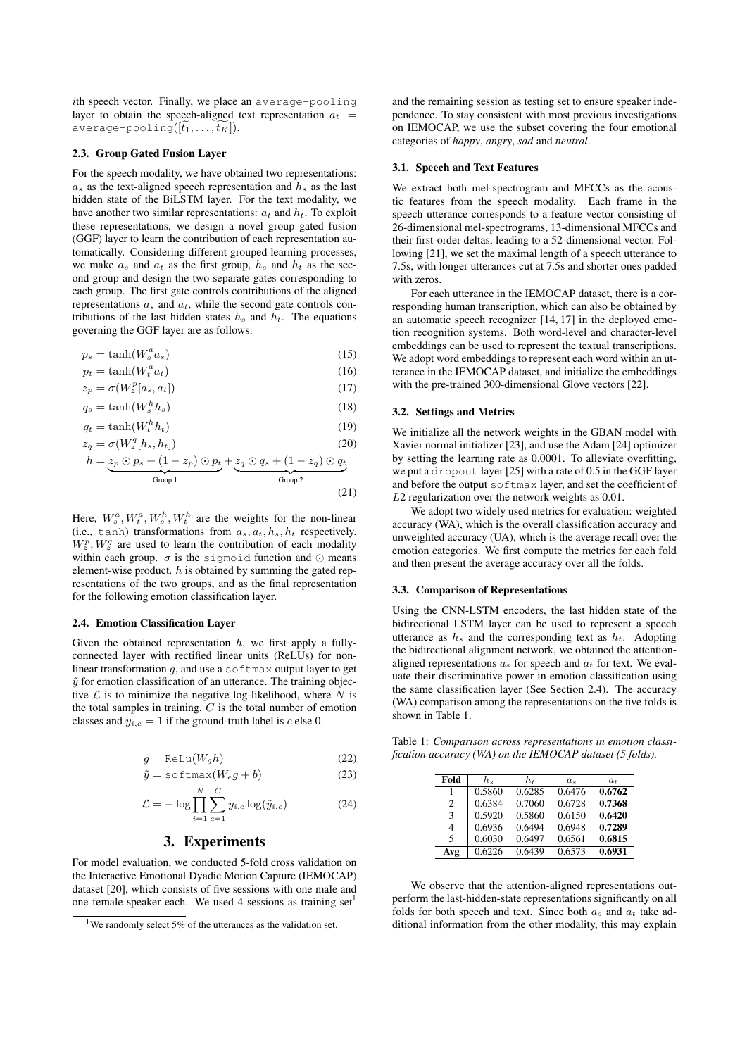$i$th speech vector. Finally, we place an `average-pooling` layer to obtain the speech-aligned text representation $a_t$ = `average-pooling`($[\widetilde{t_1}, \ldots, \widetilde{t_K}]$).

### 2.3. Group Gated Fusion Layer

For the speech modality, we have obtained two representations: $a_s$ as the text-aligned speech representation and $h_s$ as the last hidden state of the BiLSTM layer. For the text modality, we have another two similar representations: $a_t$ and $h_t$. To exploit these representations, we design a novel group gated fusion (GGF) layer to learn the contribution of each representation automatically. Considering different grouped learning processes, we make $a_s$ and $a_t$ as the first group, $h_s$ and $h_t$ as the second group and design the two separate gates corresponding to each group. The first gate controls contributions of the aligned representations $a_s$ and $a_t$, while the second gate controls contributions of the last hidden states $h_s$ and $h_t$. The equations governing the GGF layer are as follows:

$$p_s = \tanh(W_s^a a_s) \tag{15}$$

$$p_t = \tanh(W_t^a a_t) \tag{16}$$

$$z_p = \sigma(W_z^p [a_s, a_t]) \tag{17}$$

$$q_s = \tanh(W_s^h h_s) \tag{18}$$

$$q_t = \tanh(W_t^h h_t) \tag{19}$$

$$z_q = \sigma(W_z^q [h_s, h_t]) \tag{20}$$

$$h = \underbrace{z_p \odot p_s + (1 - z_p) \odot p_t}_{\text{Group 1}} + \underbrace{z_q \odot q_s + (1 - z_q) \odot q_t}_{\text{Group 2}} \tag{21}$$

Here, $W_s^a, W_t^a, W_s^h, W_t^h$ are the weights for the non-linear (i.e., `tanh`) transformations from $a_s, a_t, h_s, h_t$ respectively. $W_z^p, W_z^q$ are used to learn the contribution of each modality within each group. $\sigma$ is the `sigmoid` function and $\odot$ means element-wise product. $h$ is obtained by summing the gated representations of the two groups, and as the final representation for the following emotion classification layer.

### 2.4. Emotion Classification Layer

Given the obtained representation $h$, we first apply a fully-connected layer with rectified linear units (ReLUs) for non-linear transformation $g$, and use a `softmax` output layer to get $\tilde{y}$ for emotion classification of an utterance. The training objective $\mathcal{L}$ is to minimize the negative log-likelihood, where $N$ is the total samples in training, $C$ is the total number of emotion classes and $y_{i,c} = 1$ if the ground-truth label is $c$ else 0.

$$g = \texttt{ReLu}(W_g h) \tag{22}$$

$$\tilde{y} = \texttt{softmax}(W_e g + b) \tag{23}$$

$$\mathcal{L} = -\log \prod_{i=1}^{N} \sum_{c=1}^{C} y_{i,c} \log(\tilde{y}_{i,c}) \tag{24}$$

## 3. Experiments

For model evaluation, we conducted 5-fold cross validation on the Interactive Emotional Dyadic Motion Capture (IEMOCAP) dataset [20], which consists of five sessions with one male and one female speaker each. We used 4 sessions as training set[1] and the remaining session as testing set to ensure speaker independence. To stay consistent with most previous investigations on IEMOCAP, we use the subset covering the four emotional categories of *happy*, *angry*, *sad* and *neutral*.

[1] We randomly select 5% of the utterances as the validation set.

### 3.1. Speech and Text Features

We extract both mel-spectrogram and MFCCs as the acoustic features from the speech modality. Each frame in the speech utterance corresponds to a feature vector consisting of 26-dimensional mel-spectrograms, 13-dimensional MFCCs and their first-order deltas, leading to a 52-dimensional vector. Following [21], we set the maximal length of a speech utterance to 7.5s, with longer utterances cut at 7.5s and shorter ones padded with zeros.

For each utterance in the IEMOCAP dataset, there is a corresponding human transcription, which can also be obtained by an automatic speech recognizer [14, 17] in the deployed emotion recognition systems. Both word-level and character-level embeddings can be used to represent the textual transcriptions. We adopt word embeddings to represent each word within an utterance in the IEMOCAP dataset, and initialize the embeddings with the pre-trained 300-dimensional Glove vectors [22].

### 3.2. Settings and Metrics

We initialize all the network weights in the GBAN model with Xavier normal initializer [23], and use the Adam [24] optimizer by setting the learning rate as 0.0001. To alleviate overfitting, we put a `dropout` layer [25] with a rate of 0.5 in the GGF layer and before the output `softmax` layer, and set the coefficient of $L2$ regularization over the network weights as 0.01.

We adopt two widely used metrics for evaluation: weighted accuracy (WA), which is the overall classification accuracy and unweighted accuracy (UA), which is the average recall over the emotion categories. We first compute the metrics for each fold and then present the average accuracy over all the folds.

### 3.3. Comparison of Representations

Using the CNN-LSTM encoders, the last hidden state of the bidirectional LSTM layer can be used to represent a speech utterance as $h_s$ and the corresponding text as $h_t$. Adopting the bidirectional alignment network, we obtained the attention-aligned representations $a_s$ for speech and $a_t$ for text. We evaluate their discriminative power in emotion classification using the same classification layer (See Section 2.4). The accuracy (WA) comparison among the representations on the five folds is shown in Table 1.

Table 1: *Comparison across representations in emotion classification accuracy (WA) on the IEMOCAP dataset (5 folds).*

| Fold | $h_s$ | $h_t$ | $a_s$ | $a_t$ |
|---|---|---|---|---|
| 1 | 0.5860 | 0.6285 | 0.6476 | **0.6762** |
| 2 | 0.6384 | 0.7060 | 0.6728 | **0.7368** |
| 3 | 0.5920 | 0.5860 | 0.6150 | **0.6420** |
| 4 | 0.6936 | 0.6494 | 0.6948 | **0.7289** |
| 5 | 0.6030 | 0.6497 | 0.6561 | **0.6815** |
| **Avg** | 0.6226 | 0.6439 | 0.6573 | **0.6931** |

We observe that the attention-aligned representations outperform the last-hidden-state representations significantly on all folds for both speech and text. Since both $a_s$ and $a_t$ take additional information from the other modality, this may explain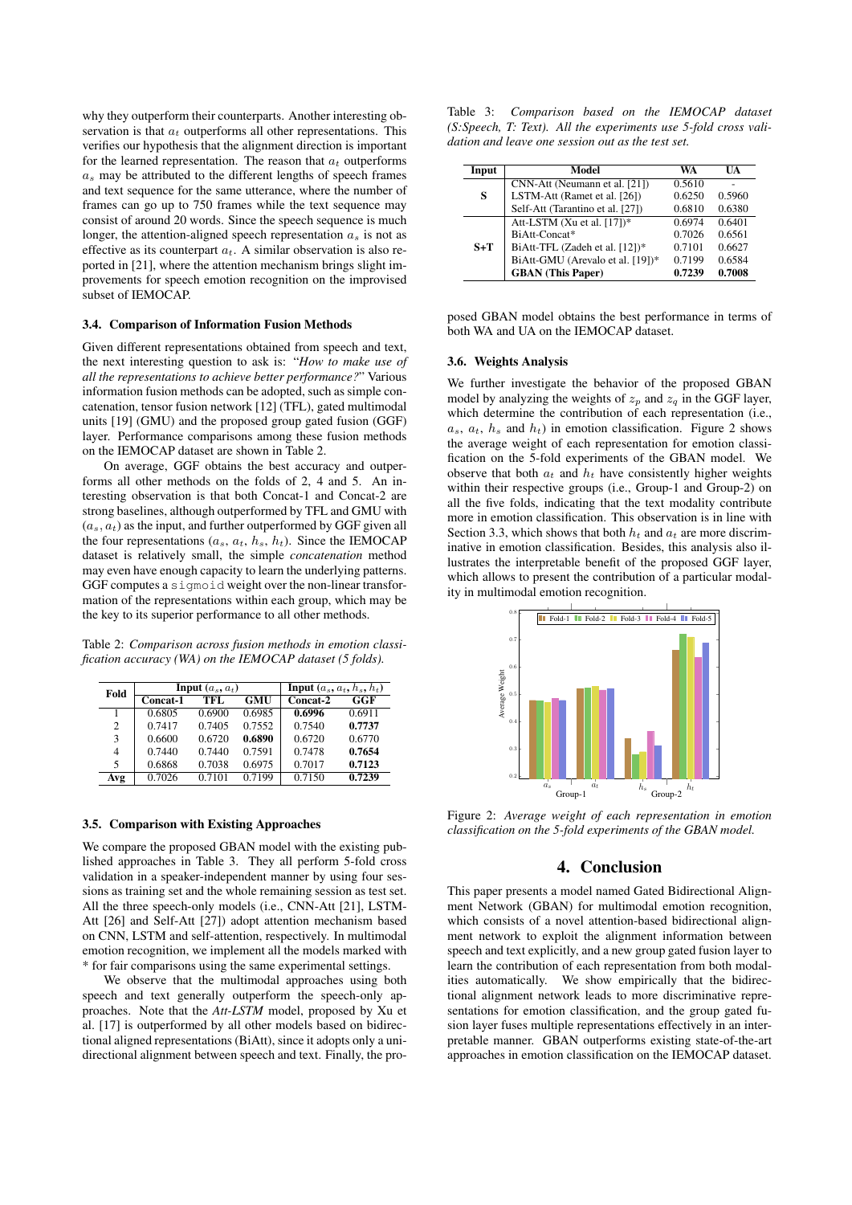why they outperform their counterparts. Another interesting observation is that $a_t$ outperforms all other representations. This verifies our hypothesis that the alignment direction is important for the learned representation. The reason that $a_t$ outperforms $a_s$ may be attributed to the different lengths of speech frames and text sequence for the same utterance, where the number of frames can go up to 750 frames while the text sequence may consist of around 20 words. Since the speech sequence is much longer, the attention-aligned speech representation $a_s$ is not as effective as its counterpart $a_t$. A similar observation is also reported in [21], where the attention mechanism brings slight improvements for speech emotion recognition on the improvised subset of IEMOCAP.

### 3.4. Comparison of Information Fusion Methods

Given different representations obtained from speech and text, the next interesting question to ask is: "*How to make use of all the representations to achieve better performance?*" Various information fusion methods can be adopted, such as simple concatenation, tensor fusion network [12] (TFL), gated multimodal units [19] (GMU) and the proposed group gated fusion (GGF) layer. Performance comparisons among these fusion methods on the IEMOCAP dataset are shown in Table 2.

On average, GGF obtains the best accuracy and outperforms all other methods on the folds of 2, 4 and 5. An interesting observation is that both Concat-1 and Concat-2 are strong baselines, although outperformed by TFL and GMU with $(a_s, a_t)$ as the input, and further outperformed by GGF given all the four representations $(a_s, a_t, h_s, h_t)$. Since the IEMOCAP dataset is relatively small, the simple *concatenation* method may even have enough capacity to learn the underlying patterns. GGF computes a `sigmoid` weight over the non-linear transformation of the representations within each group, which may be the key to its superior performance to all other methods.

Table 2: *Comparison across fusion methods in emotion classification accuracy (WA) on the IEMOCAP dataset (5 folds).*

| Fold | Input $(a_s, a_t)$ | | | Input $(a_s, a_t, h_s, h_t)$ | |
|---|---|---|---|---|---|
| | Concat-1 | TFL | GMU | Concat-2 | GGF |
| 1 | 0.6805 | 0.6900 | 0.6985 | **0.6996** | 0.6911 |
| 2 | 0.7417 | 0.7405 | 0.7552 | 0.7540 | **0.7737** |
| 3 | 0.6600 | 0.6720 | **0.6890** | 0.6720 | 0.6770 |
| 4 | 0.7440 | 0.7440 | 0.7591 | 0.7478 | **0.7654** |
| 5 | 0.6868 | 0.7038 | 0.6975 | 0.7017 | **0.7123** |
| **Avg** | 0.7026 | 0.7101 | 0.7199 | 0.7150 | **0.7239** |

### 3.5. Comparison with Existing Approaches

We compare the proposed GBAN model with the existing published approaches in Table 3. They all perform 5-fold cross validation in a speaker-independent manner by using four sessions as training set and the whole remaining session as test set. All the three speech-only models (i.e., CNN-Att [21], LSTM-Att [26] and Self-Att [27]) adopt attention mechanism based on CNN, LSTM and self-attention, respectively. In multimodal emotion recognition, we implement all the models marked with * for fair comparisons using the same experimental settings.

We observe that the multimodal approaches using both speech and text generally outperform the speech-only approaches. Note that the *Att-LSTM* model, proposed by Xu et al. [17] is outperformed by all other models based on bidirectional aligned representations (BiAtt), since it adopts only a unidirectional alignment between speech and text. Finally, the proposed GBAN model obtains the best performance in terms of both WA and UA on the IEMOCAP dataset.

Table 3: *Comparison based on the IEMOCAP dataset (S:Speech, T: Text). All the experiments use 5-fold cross validation and leave one session out as the test set.*

| Input | Model | WA | UA |
|---|---|---|---|
| S | CNN-Att (Neumann et al. [21]) | 0.5610 | - |
| | LSTM-Att (Ramet et al. [26]) | 0.6250 | 0.5960 |
| | Self-Att (Tarantino et al. [27]) | 0.6810 | 0.6380 |
| S+T | Att-LSTM (Xu et al. [17])* | 0.6974 | 0.6401 |
| | BiAtt-Concat* | 0.7026 | 0.6561 |
| | BiAtt-TFL (Zadeh et al. [12])* | 0.7101 | 0.6627 |
| | BiAtt-GMU (Arevalo et al. [19])* | 0.7199 | 0.6584 |
| | **GBAN (This Paper)** | **0.7239** | **0.7008** |

### 3.6. Weights Analysis

We further investigate the behavior of the proposed GBAN model by analyzing the weights of $z_p$ and $z_q$ in the GGF layer, which determine the contribution of each representation (i.e., $a_s$, $a_t$, $h_s$ and $h_t$) in emotion classification. Figure 2 shows the average weight of each representation for emotion classification on the 5-fold experiments of the GBAN model. We observe that both $a_t$ and $h_t$ have consistently higher weights within their respective groups (i.e., Group-1 and Group-2) on all the five folds, indicating that the text modality contribute more in emotion classification. This observation is in line with Section 3.3, which shows that both $h_t$ and $a_t$ are more discriminative in emotion classification. Besides, this analysis also illustrates the interpretable benefit of the proposed GGF layer, which allows to present the contribution of a particular modality in multimodal emotion recognition.

Figure 2: *Average weight of each representation in emotion classification on the 5-fold experiments of the GBAN model.*

## 4. Conclusion

This paper presents a model named Gated Bidirectional Alignment Network (GBAN) for multimodal emotion recognition, which consists of a novel attention-based bidirectional alignment network to exploit the alignment information between speech and text explicitly, and a new group gated fusion layer to learn the contribution of each representation from both modalities automatically. We show empirically that the bidirectional alignment network leads to more discriminative representations for emotion classification, and the group gated fusion layer fuses multiple representations effectively in an interpretable manner. GBAN outperforms existing state-of-the-art approaches in emotion classification on the IEMOCAP dataset.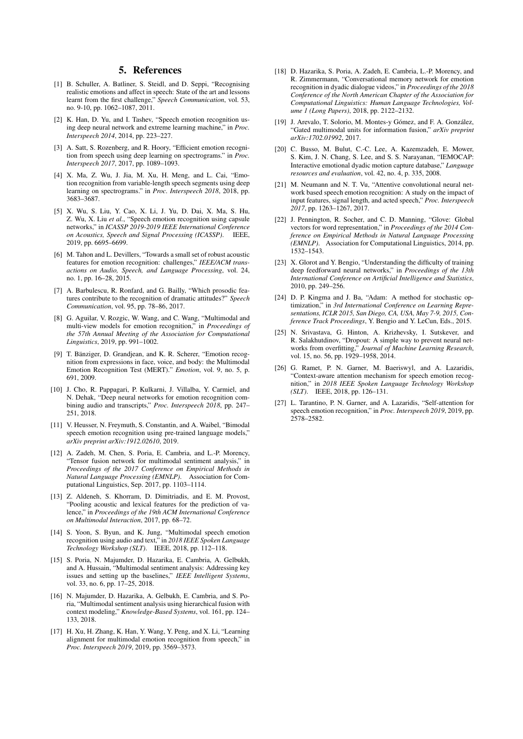## 5. References

[1] B. Schuller, A. Batliner, S. Steidl, and D. Seppi, "Recognising realistic emotions and affect in speech: State of the art and lessons learnt from the first challenge," *Speech Communication*, vol. 53, no. 9-10, pp. 1062–1087, 2011.

[2] K. Han, D. Yu, and I. Tashev, "Speech emotion recognition using deep neural network and extreme learning machine," in *Proc. Interspeech 2014*, 2014, pp. 223–227.

[3] A. Satt, S. Rozenberg, and R. Hoory, "Efficient emotion recognition from speech using deep learning on spectrograms." in *Proc. Interspeech 2017*, 2017, pp. 1089–1093.

[4] X. Ma, Z. Wu, J. Jia, M. Xu, H. Meng, and L. Cai, "Emotion recognition from variable-length speech segments using deep learning on spectrograms." in *Proc. Interspeech 2018*, 2018, pp. 3683–3687.

[5] X. Wu, S. Liu, Y. Cao, X. Li, J. Yu, D. Dai, X. Ma, S. Hu, Z. Wu, X. Liu *et al.*, "Speech emotion recognition using capsule networks," in *ICASSP 2019-2019 IEEE International Conference on Acoustics, Speech and Signal Processing (ICASSP)*. IEEE, 2019, pp. 6695–6699.

[6] M. Tahon and L. Devillers, "Towards a small set of robust acoustic features for emotion recognition: challenges," *IEEE/ACM transactions on Audio, Speech, and Language Processing*, vol. 24, no. 1, pp. 16–28, 2015.

[7] A. Barbulescu, R. Ronfard, and G. Bailly, "Which prosodic features contribute to the recognition of dramatic attitudes?" *Speech Communication*, vol. 95, pp. 78–86, 2017.

[8] G. Aguilar, V. Rozgic, W. Wang, and C. Wang, "Multimodal and multi-view models for emotion recognition," in *Proceedings of the 57th Annual Meeting of the Association for Computational Linguistics*, 2019, pp. 991–1002.

[9] T. Bänziger, D. Grandjean, and K. R. Scherer, "Emotion recognition from expressions in face, voice, and body: the Multimodal Emotion Recognition Test (MERT)." *Emotion*, vol. 9, no. 5, p. 691, 2009.

[10] J. Cho, R. Pappagari, P. Kulkarni, J. Villalba, Y. Carmiel, and N. Dehak, "Deep neural networks for emotion recognition combining audio and transcripts," *Proc. Interspeech 2018*, pp. 247–251, 2018.

[11] V. Heusser, N. Freymuth, S. Constantin, and A. Waibel, "Bimodal speech emotion recognition using pre-trained language models," *arXiv preprint arXiv:1912.02610*, 2019.

[12] A. Zadeh, M. Chen, S. Poria, E. Cambria, and L.-P. Morency, "Tensor fusion network for multimodal sentiment analysis," in *Proceedings of the 2017 Conference on Empirical Methods in Natural Language Processing (EMNLP)*. Association for Computational Linguistics, Sep. 2017, pp. 1103–1114.

[13] Z. Aldeneh, S. Khorram, D. Dimitriadis, and E. M. Provost, "Pooling acoustic and lexical features for the prediction of valence," in *Proceedings of the 19th ACM International Conference on Multimodal Interaction*, 2017, pp. 68–72.

[14] S. Yoon, S. Byun, and K. Jung, "Multimodal speech emotion recognition using audio and text," in *2018 IEEE Spoken Language Technology Workshop (SLT)*. IEEE, 2018, pp. 112–118.

[15] S. Poria, N. Majumder, D. Hazarika, E. Cambria, A. Gelbukh, and A. Hussain, "Multimodal sentiment analysis: Addressing key issues and setting up the baselines," *IEEE Intelligent Systems*, vol. 33, no. 6, pp. 17–25, 2018.

[16] N. Majumder, D. Hazarika, A. Gelbukh, E. Cambria, and S. Poria, "Multimodal sentiment analysis using hierarchical fusion with context modeling," *Knowledge-Based Systems*, vol. 161, pp. 124–133, 2018.

[17] H. Xu, H. Zhang, K. Han, Y. Wang, Y. Peng, and X. Li, "Learning alignment for multimodal emotion recognition from speech," in *Proc. Interspeech 2019*, 2019, pp. 3569–3573.

[18] D. Hazarika, S. Poria, A. Zadeh, E. Cambria, L.-P. Morency, and R. Zimmermann, "Conversational memory network for emotion recognition in dyadic dialogue videos," in *Proceedings of the 2018 Conference of the North American Chapter of the Association for Computational Linguistics: Human Language Technologies, Volume 1 (Long Papers)*, 2018, pp. 2122–2132.

[19] J. Arevalo, T. Solorio, M. Montes-y Gómez, and F. A. González, "Gated multimodal units for information fusion," *arXiv preprint arXiv:1702.01992*, 2017.

[20] C. Busso, M. Bulut, C.-C. Lee, A. Kazemzadeh, E. Mower, S. Kim, J. N. Chang, S. Lee, and S. S. Narayanan, "IEMOCAP: Interactive emotional dyadic motion capture database," *Language resources and evaluation*, vol. 42, no. 4, p. 335, 2008.

[21] M. Neumann and N. T. Vu, "Attentive convolutional neural network based speech emotion recognition: A study on the impact of input features, signal length, and acted speech," *Proc. Interspeech 2017*, pp. 1263–1267, 2017.

[22] J. Pennington, R. Socher, and C. D. Manning, "Glove: Global vectors for word representation," in *Proceedings of the 2014 Conference on Empirical Methods in Natural Language Processing (EMNLP)*. Association for Computational Linguistics, 2014, pp. 1532–1543.

[23] X. Glorot and Y. Bengio, "Understanding the difficulty of training deep feedforward neural networks," in *Proceedings of the 13th International Conference on Artificial Intelligence and Statistics*, 2010, pp. 249–256.

[24] D. P. Kingma and J. Ba, "Adam: A method for stochastic optimization," in *3rd International Conference on Learning Representations, ICLR 2015, San Diego, CA, USA, May 7-9, 2015, Conference Track Proceedings*, Y. Bengio and Y. LeCun, Eds., 2015.

[25] N. Srivastava, G. Hinton, A. Krizhevsky, I. Sutskever, and R. Salakhutdinov, "Dropout: A simple way to prevent neural networks from overfitting," *Journal of Machine Learning Research*, vol. 15, no. 56, pp. 1929–1958, 2014.

[26] G. Ramet, P. N. Garner, M. Baeriswyl, and A. Lazaridis, "Context-aware attention mechanism for speech emotion recognition," in *2018 IEEE Spoken Language Technology Workshop (SLT)*. IEEE, 2018, pp. 126–131.

[27] L. Tarantino, P. N. Garner, and A. Lazaridis, "Self-attention for speech emotion recognition," in *Proc. Interspeech 2019*, 2019, pp. 2578–2582.